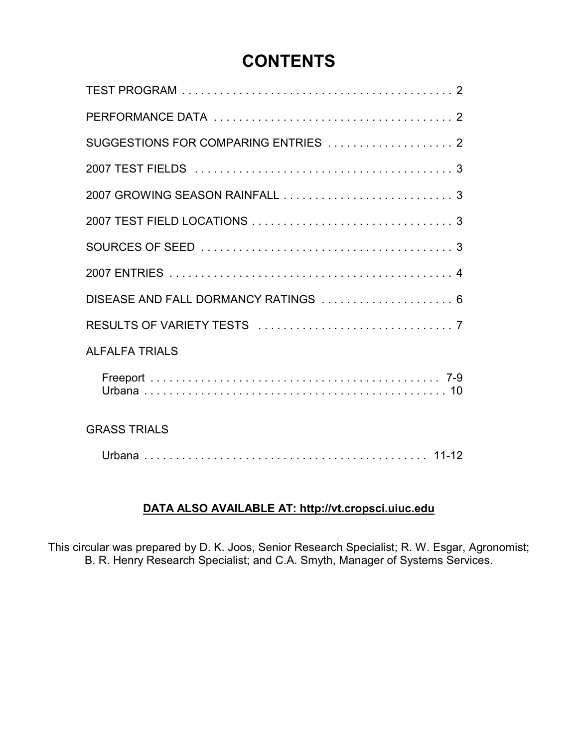# CONTENTS

TEST PROGRAM . . . . . . . . . . . . . . . . . . . . . . . . . . . . . . . . . . . . . . . . . . 2

PERFORMANCE DATA . . . . . . . . . . . . . . . . . . . . . . . . . . . . . . . . . . . . . 2

SUGGESTIONS FOR COMPARING ENTRIES . . . . . . . . . . . . . . . . . . . 2

2007 TEST FIELDS . . . . . . . . . . . . . . . . . . . . . . . . . . . . . . . . . . . . . . . 3

2007 GROWING SEASON RAINFALL . . . . . . . . . . . . . . . . . . . . . . . . . . 3

2007 TEST FIELD LOCATIONS . . . . . . . . . . . . . . . . . . . . . . . . . . . . . . . 3

SOURCES OF SEED . . . . . . . . . . . . . . . . . . . . . . . . . . . . . . . . . . . . . . 3

2007 ENTRIES . . . . . . . . . . . . . . . . . . . . . . . . . . . . . . . . . . . . . . . . . . . 4

DISEASE AND FALL DORMANCY RATINGS . . . . . . . . . . . . . . . . . . . . 6

RESULTS OF VARIETY TESTS . . . . . . . . . . . . . . . . . . . . . . . . . . . . . . 7

ALFALFA TRIALS

- Freeport . . . . . . . . . . . . . . . . . . . . . . . . . . . . . . . . . . . . . . . . . . . . 7-9
- Urbana . . . . . . . . . . . . . . . . . . . . . . . . . . . . . . . . . . . . . . . . . . . . . . 10

GRASS TRIALS

- Urbana . . . . . . . . . . . . . . . . . . . . . . . . . . . . . . . . . . . . . . . . . . . . 11-12

**DATA ALSO AVAILABLE AT: http://vt.cropsci.uiuc.edu**

This circular was prepared by D. K. Joos, Senior Research Specialist; R. W. Esgar, Agronomist; B. R. Henry Research Specialist; and C.A. Smyth, Manager of Systems Services.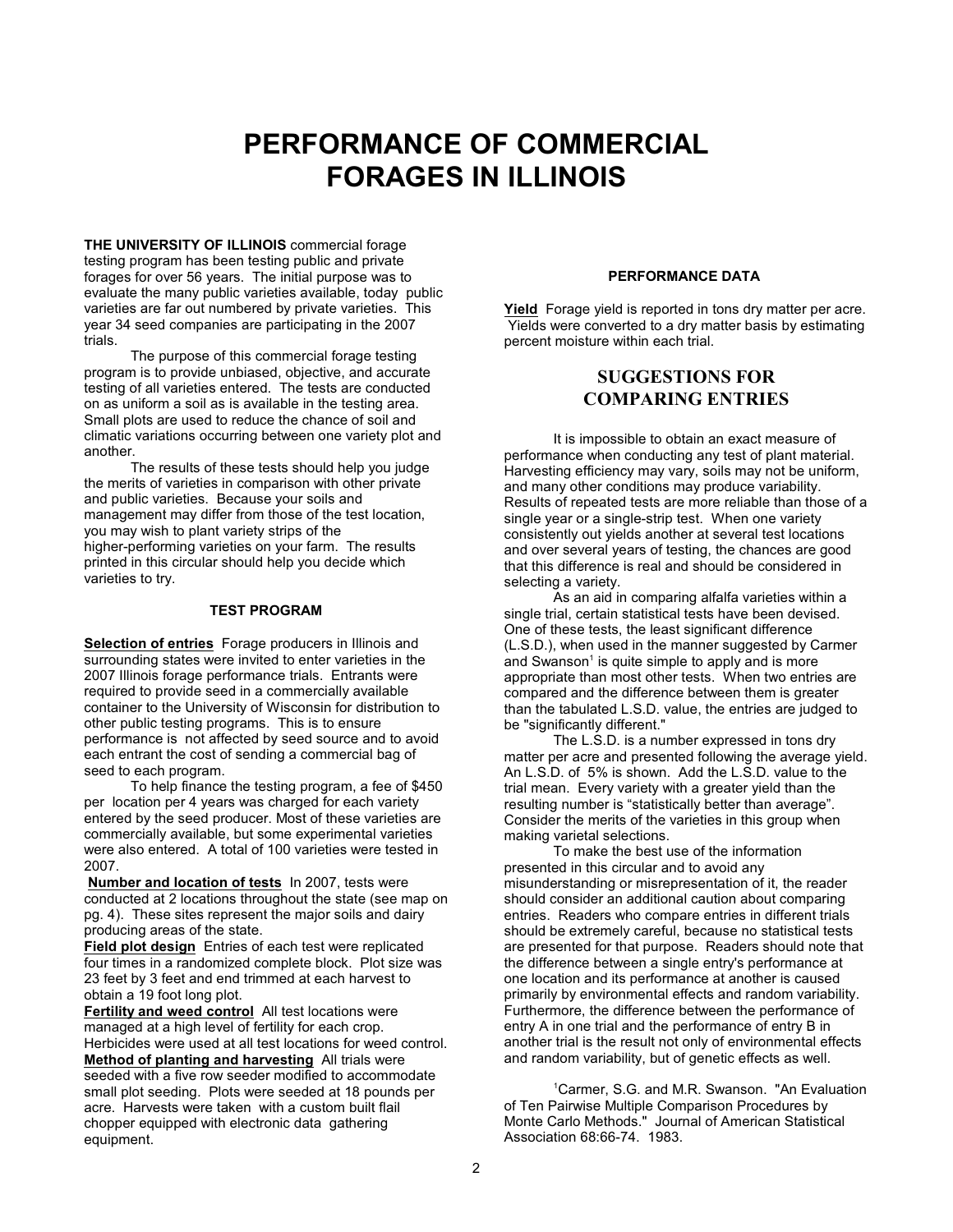# PERFORMANCE OF COMMERCIAL FORAGES IN ILLINOIS

**THE UNIVERSITY OF ILLINOIS** commercial forage testing program has been testing public and private forages for over 56 years. The initial purpose was to evaluate the many public varieties available, today public varieties are far out numbered by private varieties. This year 34 seed companies are participating in the 2007 trials.

The purpose of this commercial forage testing program is to provide unbiased, objective, and accurate testing of all varieties entered. The tests are conducted on as uniform a soil as is available in the testing area. Small plots are used to reduce the chance of soil and climatic variations occurring between one variety plot and another.

The results of these tests should help you judge the merits of varieties in comparison with other private and public varieties. Because your soils and management may differ from those of the test location, you may wish to plant variety strips of the higher-performing varieties on your farm. The results printed in this circular should help you decide which varieties to try.

#### TEST PROGRAM

**Selection of entries** Forage producers in Illinois and surrounding states were invited to enter varieties in the 2007 Illinois forage performance trials. Entrants were required to provide seed in a commercially available container to the University of Wisconsin for distribution to other public testing programs. This is to ensure performance is not affected by seed source and to avoid each entrant the cost of sending a commercial bag of seed to each program.

To help finance the testing program, a fee of $450 per location per 4 years was charged for each variety entered by the seed producer. Most of these varieties are commercially available, but some experimental varieties were also entered. A total of 100 varieties were tested in 2007.

**Number and location of tests** In 2007, tests were conducted at 2 locations throughout the state (see map on pg. 4). These sites represent the major soils and dairy producing areas of the state.

**Field plot design** Entries of each test were replicated four times in a randomized complete block. Plot size was 23 feet by 3 feet and end trimmed at each harvest to obtain a 19 foot long plot.

**Fertility and weed control** All test locations were managed at a high level of fertility for each crop. Herbicides were used at all test locations for weed control.

**Method of planting and harvesting** All trials were seeded with a five row seeder modified to accommodate small plot seeding. Plots were seeded at 18 pounds per acre. Harvests were taken with a custom built flail chopper equipped with electronic data gathering equipment.

#### PERFORMANCE DATA

**Yield** Forage yield is reported in tons dry matter per acre. Yields were converted to a dry matter basis by estimating percent moisture within each trial.

## SUGGESTIONS FOR COMPARING ENTRIES

It is impossible to obtain an exact measure of performance when conducting any test of plant material. Harvesting efficiency may vary, soils may not be uniform, and many other conditions may produce variability. Results of repeated tests are more reliable than those of a single year or a single-strip test. When one variety consistently out yields another at several test locations and over several years of testing, the chances are good that this difference is real and should be considered in selecting a variety.

As an aid in comparing alfalfa varieties within a single trial, certain statistical tests have been devised. One of these tests, the least significant difference (L.S.D.), when used in the manner suggested by Carmer and Swanson[1] is quite simple to apply and is more appropriate than most other tests. When two entries are compared and the difference between them is greater than the tabulated L.S.D. value, the entries are judged to be "significantly different."

The L.S.D. is a number expressed in tons dry matter per acre and presented following the average yield. An L.S.D. of 5% is shown. Add the L.S.D. value to the trial mean. Every variety with a greater yield than the resulting number is "statistically better than average". Consider the merits of the varieties in this group when making varietal selections.

To make the best use of the information presented in this circular and to avoid any misunderstanding or misrepresentation of it, the reader should consider an additional caution about comparing entries. Readers who compare entries in different trials should be extremely careful, because no statistical tests are presented for that purpose. Readers should note that the difference between a single entry's performance at one location and its performance at another is caused primarily by environmental effects and random variability. Furthermore, the difference between the performance of entry A in one trial and the performance of entry B in another trial is the result not only of environmental effects and random variability, but of genetic effects as well.

[1]Carmer, S.G. and M.R. Swanson. "An Evaluation of Ten Pairwise Multiple Comparison Procedures by Monte Carlo Methods." Journal of American Statistical Association 68:66-74. 1983.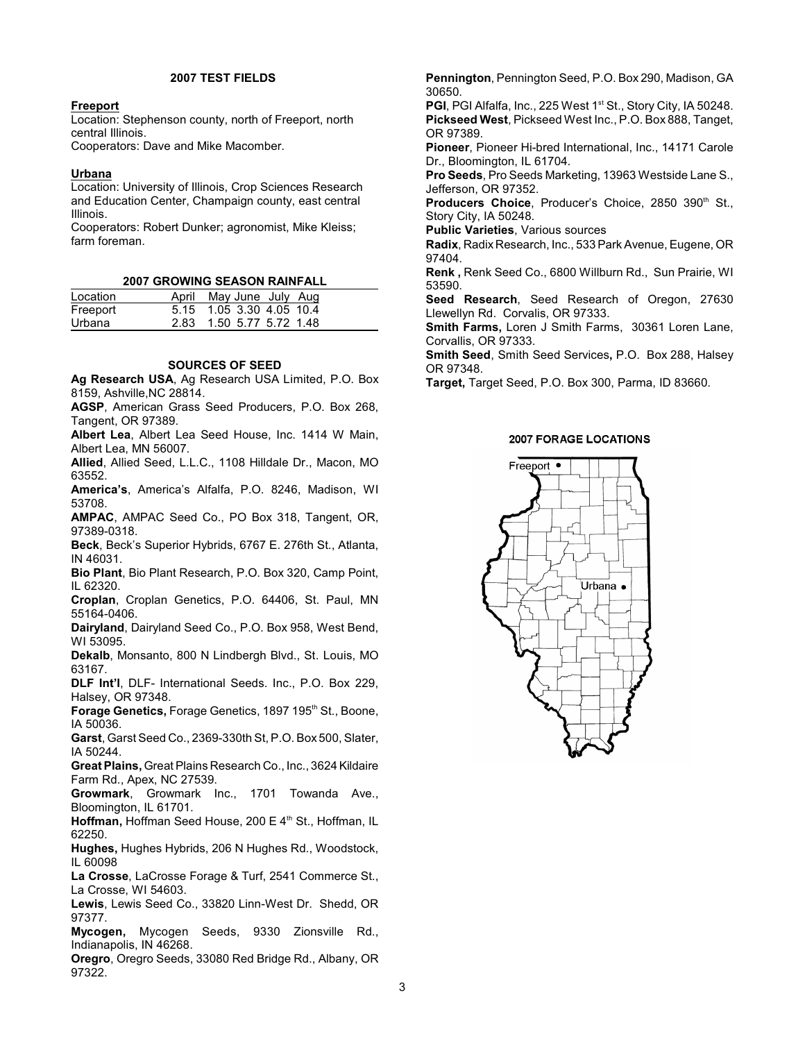### 2007 TEST FIELDS

**Freeport**

Location: Stephenson county, north of Freeport, north central Illinois.
Cooperators: Dave and Mike Macomber.

**Urbana**

Location: University of Illinois, Crop Sciences Research and Education Center, Champaign county, east central Illinois.
Cooperators: Robert Dunker; agronomist, Mike Kleiss; farm foreman.

### 2007 GROWING SEASON RAINFALL

| Location | April | May | June | July | Aug |
|---|---|---|---|---|---|
| Freeport | 5.15 | 1.05 | 3.30 | 4.05 | 10.4 |
| Urbana | 2.83 | 1.50 | 5.77 | 5.72 | 1.48 |

### SOURCES OF SEED

**Ag Research USA**, Ag Research USA Limited, P.O. Box 8159, Ashville,NC 28814.

**AGSP**, American Grass Seed Producers, P.O. Box 268, Tangent, OR 97389.

**Albert Lea**, Albert Lea Seed House, Inc. 1414 W Main, Albert Lea, MN 56007.

**Allied**, Allied Seed, L.L.C., 1108 Hilldale Dr., Macon, MO 63552.

**America's**, America's Alfalfa, P.O. 8246, Madison, WI 53708.

**AMPAC**, AMPAC Seed Co., PO Box 318, Tangent, OR, 97389-0318.

**Beck**, Beck's Superior Hybrids, 6767 E. 276th St., Atlanta, IN 46031.

**Bio Plant**, Bio Plant Research, P.O. Box 320, Camp Point, IL 62320.

**Croplan**, Croplan Genetics, P.O. 64406, St. Paul, MN 55164-0406.

**Dairyland**, Dairyland Seed Co., P.O. Box 958, West Bend, WI 53095.

**Dekalb**, Monsanto, 800 N Lindbergh Blvd., St. Louis, MO 63167.

**DLF Int'l**, DLF- International Seeds. Inc., P.O. Box 229, Halsey, OR 97348.

**Forage Genetics,** Forage Genetics, 1897 195th St., Boone, IA 50036.

**Garst**, Garst Seed Co., 2369-330th St, P.O. Box 500, Slater, IA 50244.

**Great Plains,** Great Plains Research Co., Inc., 3624 Kildaire Farm Rd., Apex, NC 27539.

**Growmark**, Growmark Inc., 1701 Towanda Ave., Bloomington, IL 61701.

**Hoffman,** Hoffman Seed House, 200 E 4th St., Hoffman, IL 62250.

**Hughes,** Hughes Hybrids, 206 N Hughes Rd., Woodstock, IL 60098

**La Crosse**, LaCrosse Forage & Turf, 2541 Commerce St., La Crosse, WI 54603.

**Lewis**, Lewis Seed Co., 33820 Linn-West Dr. Shedd, OR 97377.

**Mycogen,** Mycogen Seeds, 9330 Zionsville Rd., Indianapolis, IN 46268.

**Oregro**, Oregro Seeds, 33080 Red Bridge Rd., Albany, OR 97322.

**Pennington**, Pennington Seed, P.O. Box 290, Madison, GA 30650.

**PGI**, PGI Alfalfa, Inc., 225 West 1st St., Story City, IA 50248.

**Pickseed West**, Pickseed West Inc., P.O. Box 888, Tanget, OR 97389.

**Pioneer**, Pioneer Hi-bred International, Inc., 14171 Carole Dr., Bloomington, IL 61704.

**Pro Seeds**, Pro Seeds Marketing, 13963 Westside Lane S., Jefferson, OR 97352.

**Producers Choice**, Producer's Choice, 2850 390th St., Story City, IA 50248.

**Public Varieties**, Various sources

**Radix**, Radix Research, Inc., 533 Park Avenue, Eugene, OR 97404.

**Renk ,** Renk Seed Co., 6800 Willburn Rd., Sun Prairie, WI 53590.

**Seed Research**, Seed Research of Oregon, 27630 Llewellyn Rd. Corvalis, OR 97333.

**Smith Farms,** Loren J Smith Farms, 30361 Loren Lane, Corvallis, OR 97333.

**Smith Seed**, Smith Seed Services**,** P.O. Box 288, Halsey OR 97348.

**Target,** Target Seed, P.O. Box 300, Parma, ID 83660.

### 2007 FORAGE LOCATIONS

Freeport

Urbana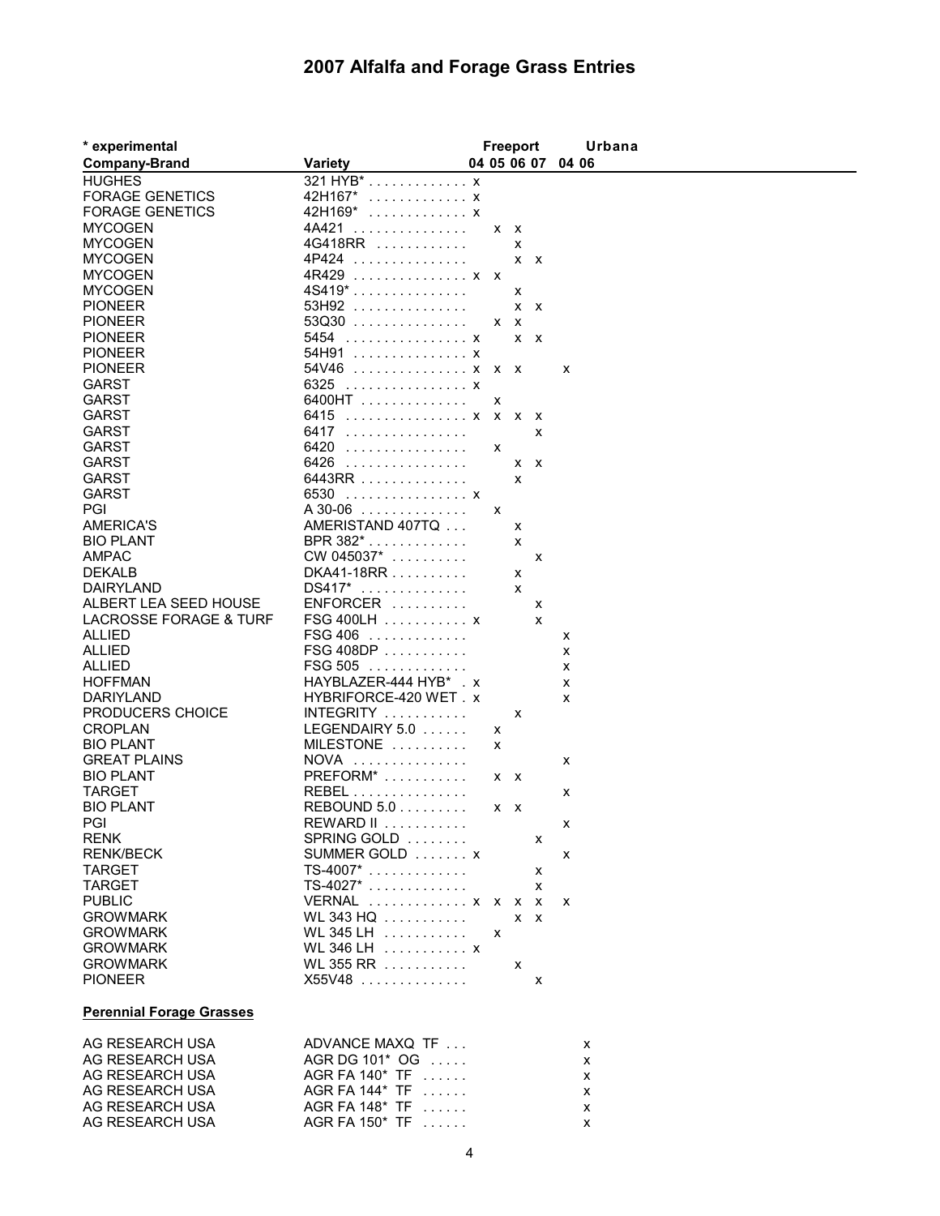# 2007 Alfalfa and Forage Grass Entries

\* experimental

| Company-Brand | Variety | Freeport 04 | Freeport 05 | Freeport 06 | Freeport 07 | Urbana 04 | Urbana 06 |
|---|---|---|---|---|---|---|---|
| HUGHES | 321 HYB* | x | | | | | |
| FORAGE GENETICS | 42H167* | x | | | | | |
| FORAGE GENETICS | 42H169* | x | | | | | |
| MYCOGEN | 4A421 | | x | x | | | |
| MYCOGEN | 4G418RR | | | x | | | |
| MYCOGEN | 4P424 | | | x | x | | |
| MYCOGEN | 4R429 | x | x | | | | |
| MYCOGEN | 4S419* | | | x | | | |
| PIONEER | 53H92 | | | x | x | | |
| PIONEER | 53Q30 | | x | x | | | |
| PIONEER | 5454 | x | | x | x | | |
| PIONEER | 54H91 | x | | | | | |
| PIONEER | 54V46 | x | x | x | | x | |
| GARST | 6325 | x | | | | | |
| GARST | 6400HT | | x | | | | |
| GARST | 6415 | x | x | x | x | | |
| GARST | 6417 | | | | x | | |
| GARST | 6420 | | x | | | | |
| GARST | 6426 | | | x | x | | |
| GARST | 6443RR | | | x | | | |
| GARST | 6530 | x | | | | | |
| PGI | A 30-06 | | x | | | | |
| AMERICA'S | AMERISTAND 407TQ | | | x | | | |
| BIO PLANT | BPR 382* | | | x | | | |
| AMPAC | CW 045037* | | | | x | | |
| DEKALB | DKA41-18RR | | | x | | | |
| DAIRYLAND | DS417* | | | x | | | |
| ALBERT LEA SEED HOUSE | ENFORCER | | | | x | | |
| LACROSSE FORAGE & TURF | FSG 400LH | x | | | x | | |
| ALLIED | FSG 406 | | | | | x | |
| ALLIED | FSG 408DP | | | | | x | |
| ALLIED | FSG 505 | | | | | x | |
| HOFFMAN | HAYBLAZER-444 HYB* | x | | | | x | |
| DARIYLAND | HYBRIFORCE-420 WET | x | | | | x | |
| PRODUCERS CHOICE | INTEGRITY | | | x | | | |
| CROPLAN | LEGENDAIRY 5.0 | | x | | | | |
| BIO PLANT | MILESTONE | | x | | | | |
| GREAT PLAINS | NOVA | | | | | x | |
| BIO PLANT | PREFORM* | | x | x | | | |
| TARGET | REBEL | | | | | x | |
| BIO PLANT | REBOUND 5.0 | | x | x | | | |
| PGI | REWARD II | | | | | x | |
| RENK | SPRING GOLD | | | | x | | |
| RENK/BECK | SUMMER GOLD | x | | | | x | |
| TARGET | TS-4007* | | | | x | | |
| TARGET | TS-4027* | | | | x | | |
| PUBLIC | VERNAL | x | x | x | x | x | |
| GROWMARK | WL 343 HQ | | | x | x | | |
| GROWMARK | WL 345 LH | | x | | | | |
| GROWMARK | WL 346 LH | x | | | | | |
| GROWMARK | WL 355 RR | | | x | | | |
| PIONEER | X55V48 | | | | x | | |

**Perennial Forage Grasses**

| Company-Brand | Variety | Freeport 04 | Freeport 05 | Freeport 06 | Freeport 07 | Urbana 04 | Urbana 06 |
|---|---|---|---|---|---|---|---|
| AG RESEARCH USA | ADVANCE MAXQ TF | | | | | | x |
| AG RESEARCH USA | AGR DG 101* OG | | | | | | x |
| AG RESEARCH USA | AGR FA 140* TF | | | | | | x |
| AG RESEARCH USA | AGR FA 144* TF | | | | | | x |
| AG RESEARCH USA | AGR FA 148* TF | | | | | | x |
| AG RESEARCH USA | AGR FA 150* TF | | | | | | x |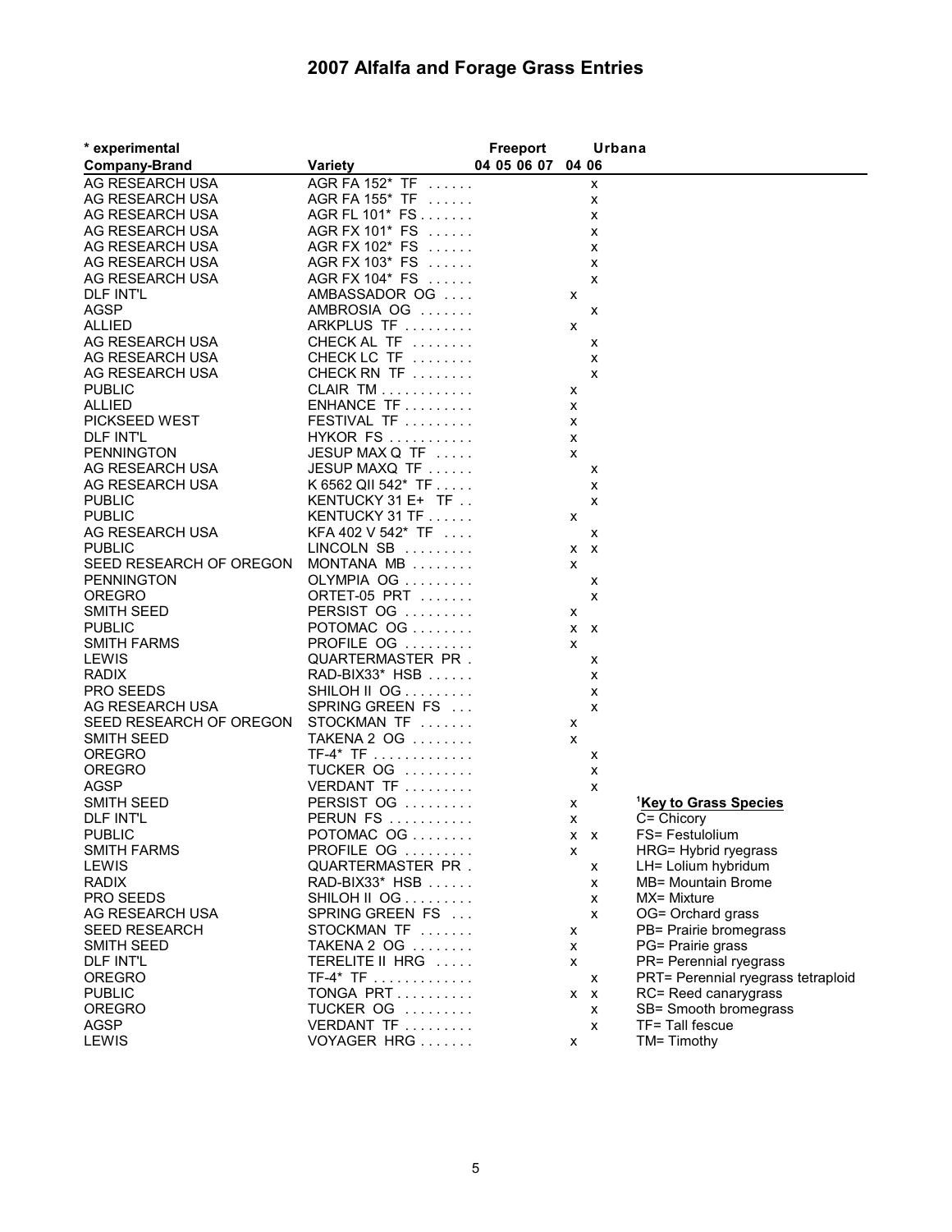# 2007 Alfalfa and Forage Grass Entries

\* experimental

| Company-Brand | Variety | Freeport 04 | Freeport 05 | Freeport 06 | Freeport 07 | Urbana 04 | Urbana 06 |
|---|---|---|---|---|---|---|---|
| AG RESEARCH USA | AGR FA 152* TF | | | | | | x |
| AG RESEARCH USA | AGR FA 155* TF | | | | | | x |
| AG RESEARCH USA | AGR FL 101* FS | | | | | | x |
| AG RESEARCH USA | AGR FX 101* FS | | | | | | x |
| AG RESEARCH USA | AGR FX 102* FS | | | | | | x |
| AG RESEARCH USA | AGR FX 103* FS | | | | | | x |
| AG RESEARCH USA | AGR FX 104* FS | | | | | | x |
| DLF INT'L | AMBASSADOR OG | | | | | x | |
| AGSP | AMBROSIA OG | | | | | | x |
| ALLIED | ARKPLUS TF | | | | | x | |
| AG RESEARCH USA | CHECK AL TF | | | | | | x |
| AG RESEARCH USA | CHECK LC TF | | | | | | x |
| AG RESEARCH USA | CHECK RN TF | | | | | | x |
| PUBLIC | CLAIR TM | | | | | x | |
| ALLIED | ENHANCE TF | | | | | x | |
| PICKSEED WEST | FESTIVAL TF | | | | | x | |
| DLF INT'L | HYKOR FS | | | | | x | |
| PENNINGTON | JESUP MAX Q TF | | | | | x | |
| AG RESEARCH USA | JESUP MAXQ TF | | | | | | x |
| AG RESEARCH USA | K 6562 QII 542* TF | | | | | | x |
| PUBLIC | KENTUCKY 31 E+ TF | | | | | | x |
| PUBLIC | KENTUCKY 31 TF | | | | | x | |
| AG RESEARCH USA | KFA 402 V 542* TF | | | | | | x |
| PUBLIC | LINCOLN SB | | | | | x | x |
| SEED RESEARCH OF OREGON | MONTANA MB | | | | | x | |
| PENNINGTON | OLYMPIA OG | | | | | | x |
| OREGRO | ORTET-05 PRT | | | | | | x |
| SMITH SEED | PERSIST OG | | | | | x | |
| PUBLIC | POTOMAC OG | | | | | x | x |
| SMITH FARMS | PROFILE OG | | | | | x | |
| LEWIS | QUARTERMASTER PR | | | | | | x |
| RADIX | RAD-BIX33* HSB | | | | | | x |
| PRO SEEDS | SHILOH II OG | | | | | | x |
| AG RESEARCH USA | SPRING GREEN FS | | | | | | x |
| SEED RESEARCH OF OREGON | STOCKMAN TF | | | | | x | |
| SMITH SEED | TAKENA 2 OG | | | | | x | |
| OREGRO | TF-4* TF | | | | | | x |
| OREGRO | TUCKER OG | | | | | | x |
| AGSP | VERDANT TF | | | | | | x |
| SMITH SEED | PERSIST OG | | | | | x | |
| DLF INT'L | PERUN FS | | | | | x | |
| PUBLIC | POTOMAC OG | | | | | x | x |
| SMITH FARMS | PROFILE OG | | | | | x | |
| LEWIS | QUARTERMASTER PR | | | | | | x |
| RADIX | RAD-BIX33* HSB | | | | | | x |
| PRO SEEDS | SHILOH II OG | | | | | | x |
| AG RESEARCH USA | SPRING GREEN FS | | | | | | x |
| SEED RESEARCH | STOCKMAN TF | | | | | x | |
| SMITH SEED | TAKENA 2 OG | | | | | x | |
| DLF INT'L | TERELITE II HRG | | | | | x | |
| OREGRO | TF-4* TF | | | | | | x |
| PUBLIC | TONGA PRT | | | | | x | x |
| OREGRO | TUCKER OG | | | | | | x |
| AGSP | VERDANT TF | | | | | | x |
| LEWIS | VOYAGER HRG | | | | | x | |

**[1]Key to Grass Species**

- C= Chicory
- FS= Festulolium
- HRG= Hybrid ryegrass
- LH= Lolium hybridum
- MB= Mountain Brome
- MX= Mixture
- OG= Orchard grass
- PB= Prairie bromegrass
- PG= Prairie grass
- PR= Perennial ryegrass
- PRT= Perennial ryegrass tetraploid
- RC= Reed canarygrass
- SB= Smooth bromegrass
- TF= Tall fescue
- TM= Timothy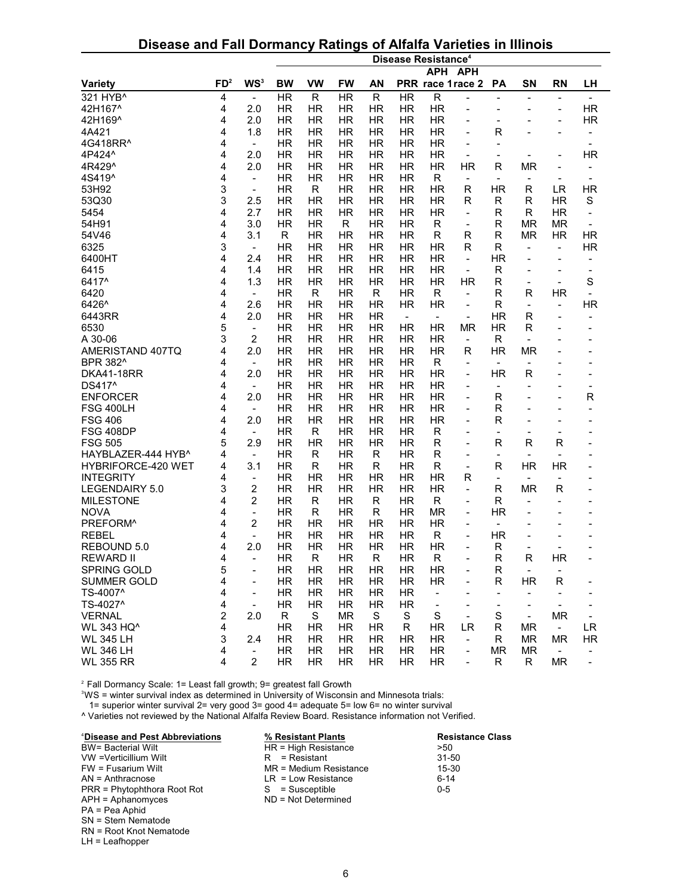# Disease and Fall Dormancy Ratings of Alfalfa Varieties in Illinois

| | | | Disease Resistance[4] | | | | | | | | | | |
|---|---|---|---|---|---|---|---|---|---|---|---|---|---|
| Variety | FD[2] | WS[3] | BW | VW | FW | AN | PRR | APH race 1 | APH race 2 | PA | SN | RN | LH |
| 321 HYB^ | 4 | - | HR | R | HR | R | HR | R | - | - | - | - | - |
| 42H167^ | 4 | 2.0 | HR | HR | HR | HR | HR | HR | - | - | - | - | HR |
| 42H169^ | 4 | 2.0 | HR | HR | HR | HR | HR | HR | - | - | - | - | HR |
| 4A421 | 4 | 1.8 | HR | HR | HR | HR | HR | HR | - | R | - | - | - |
| 4G418RR^ | 4 | - | HR | HR | HR | HR | HR | HR | - | - | | | - |
| 4P424^ | 4 | 2.0 | HR | HR | HR | HR | HR | HR | - | - | - | - | HR |
| 4R429^ | 4 | 2.0 | HR | HR | HR | HR | HR | HR | HR | R | MR | - | - |
| 4S419^ | 4 | - | HR | HR | HR | HR | HR | R | - | - | - | - | - |
| 53H92 | 3 | - | HR | R | HR | HR | HR | HR | R | HR | R | LR | HR |
| 53Q30 | 3 | 2.5 | HR | HR | HR | HR | HR | HR | R | R | R | HR | S |
| 5454 | 4 | 2.7 | HR | HR | HR | HR | HR | HR | - | R | R | HR | - |
| 54H91 | 4 | 3.0 | HR | HR | R | HR | HR | R | - | R | MR | MR | - |
| 54V46 | 4 | 3.1 | R | HR | HR | HR | HR | R | R | R | MR | HR | HR |
| 6325 | 3 | - | HR | HR | HR | HR | HR | HR | R | R | - | - | HR |
| 6400HT | 4 | 2.4 | HR | HR | HR | HR | HR | HR | - | HR | - | - | - |
| 6415 | 4 | 1.4 | HR | HR | HR | HR | HR | HR | - | R | - | - | - |
| 6417^ | 4 | 1.3 | HR | HR | HR | HR | HR | HR | HR | R | - | - | S |
| 6420 | 4 | - | HR | R | HR | R | HR | R | - | R | R | HR | - |
| 6426^ | 4 | 2.6 | HR | HR | HR | HR | HR | HR | - | R | - | - | HR |
| 6443RR | 4 | 2.0 | HR | HR | HR | HR | - | - | - | HR | R | - | - |
| 6530 | 5 | - | HR | HR | HR | HR | HR | HR | MR | HR | R | - | - |
| A 30-06 | 3 | 2 | HR | HR | HR | HR | HR | HR | - | R | - | - | - |
| AMERISTAND 407TQ | 4 | 2.0 | HR | HR | HR | HR | HR | HR | R | HR | MR | - | - |
| BPR 382^ | 4 | - | HR | HR | HR | HR | HR | R | - | - | - | - | - |
| DKA41-18RR | 4 | 2.0 | HR | HR | HR | HR | HR | HR | - | HR | R | - | - |
| DS417^ | 4 | - | HR | HR | HR | HR | HR | HR | - | - | - | - | - |
| ENFORCER | 4 | 2.0 | HR | HR | HR | HR | HR | HR | - | R | - | - | R |
| FSG 400LH | 4 | - | HR | HR | HR | HR | HR | HR | - | R | - | - | - |
| FSG 406 | 4 | 2.0 | HR | HR | HR | HR | HR | HR | - | R | - | - | - |
| FSG 408DP | 4 | - | HR | R | HR | HR | HR | R | - | - | - | - | - |
| FSG 505 | 5 | 2.9 | HR | HR | HR | HR | HR | R | - | R | R | R | - |
| HAYBLAZER-444 HYB^ | 4 | - | HR | R | HR | R | HR | R | - | - | - | - | - |
| HYBRIFORCE-420 WET | 4 | 3.1 | HR | R | HR | R | HR | R | - | R | HR | HR | - |
| INTEGRITY | 4 | - | HR | HR | HR | HR | HR | HR | R | - | - | - | - |
| LEGENDAIRY 5.0 | 3 | 2 | HR | HR | HR | HR | HR | HR | - | R | MR | R | - |
| MILESTONE | 4 | 2 | HR | R | HR | R | HR | R | - | R | - | - | - |
| NOVA | 4 | - | HR | R | HR | R | HR | MR | - | HR | - | - | - |
| PREFORM^ | 4 | 2 | HR | HR | HR | HR | HR | HR | - | - | - | - | - |
| REBEL | 4 | - | HR | HR | HR | HR | HR | R | - | HR | - | - | - |
| REBOUND 5.0 | 4 | 2.0 | HR | HR | HR | HR | HR | HR | - | R | - | - | - |
| REWARD II | 4 | - | HR | R | HR | R | HR | R | - | R | R | HR | - |
| SPRING GOLD | 5 | - | HR | HR | HR | HR | HR | HR | - | R | - | - | |
| SUMMER GOLD | 4 | - | HR | HR | HR | HR | HR | HR | - | R | HR | R | - |
| TS-4007^ | 4 | - | HR | HR | HR | HR | HR | - | - | - | - | - | - |
| TS-4027^ | 4 | - | HR | HR | HR | HR | HR | - | - | - | - | - | - |
| VERNAL | 2 | 2.0 | R | S | MR | S | S | S | - | S | - | MR | - |
| WL 343 HQ^ | 4 | | HR | HR | HR | HR | R | HR | LR | R | MR | - | LR |
| WL 345 LH | 3 | 2.4 | HR | HR | HR | HR | HR | HR | - | R | MR | MR | HR |
| WL 346 LH | 4 | - | HR | HR | HR | HR | HR | HR | - | MR | MR | - | - |
| WL 355 RR | 4 | 2 | HR | HR | HR | HR | HR | HR | - | R | R | MR | - |

[2] Fall Dormancy Scale: 1= Least fall growth; 9= greatest fall Growth

[3] WS = winter survival index as determined in University of Wisconsin and Minnesota trials:
1= superior winter survival 2= very good 3= good 4= adequate 5= low 6= no winter survival

^ Varieties not reviewed by the National Alfalfa Review Board. Resistance information not Verified.

[4] **Disease and Pest Abbreviations**

BW= Bacterial Wilt
VW =Verticillium Wilt
FW = Fusarium Wilt
AN = Anthracnose
PRR = Phytophthora Root Rot
APH = Aphanomyces
PA = Pea Aphid
SN = Stem Nematode
RN = Root Knot Nematode
LH = Leafhopper

| **% Resistant Plants** | **Resistance Class** |
|---|---|
| HR = High Resistance | >50 |
| R = Resistant | 31-50 |
| MR = Medium Resistance | 15-30 |
| LR = Low Resistance | 6-14 |
| S = Susceptible | 0-5 |
| ND = Not Determined | |